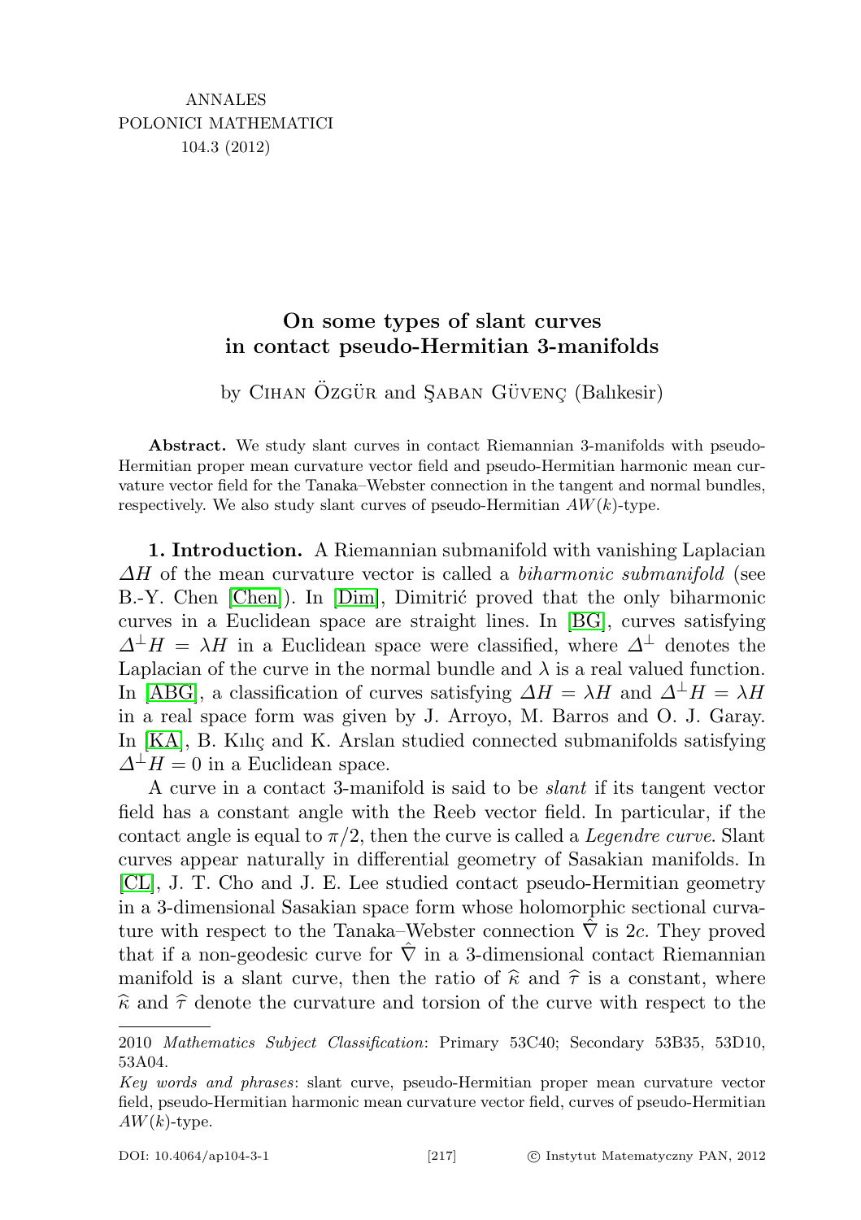# On some types of slant curves in contact pseudo-Hermitian 3-manifolds

by Cihan Özgür and Şaban Güvenç (Balıkesir)

**Abstract.** We study slant curves in contact Riemannian 3-manifolds with pseudo-Hermitian proper mean curvature vector field and pseudo-Hermitian harmonic mean curvature vector field for the Tanaka–Webster connection in the tangent and normal bundles, respectively. We also study slant curves of pseudo-Hermitian $AW(k)$-type.

**1. Introduction.** A Riemannian submanifold with vanishing Laplacian $\Delta H$ of the mean curvature vector is called a *biharmonic submanifold* (see B.-Y. Chen [Chen]). In [Dim], Dimitrić proved that the only biharmonic curves in a Euclidean space are straight lines. In [BG], curves satisfying $\Delta^{\perp} H = \lambda H$ in a Euclidean space were classified, where $\Delta^{\perp}$ denotes the Laplacian of the curve in the normal bundle and $\lambda$ is a real valued function. In [ABG], a classification of curves satisfying $\Delta H = \lambda H$ and $\Delta^{\perp} H = \lambda H$ in a real space form was given by J. Arroyo, M. Barros and O. J. Garay. In [KA], B. Kılıç and K. Arslan studied connected submanifolds satisfying $\Delta^{\perp} H = 0$ in a Euclidean space.

A curve in a contact 3-manifold is said to be *slant* if its tangent vector field has a constant angle with the Reeb vector field. In particular, if the contact angle is equal to $\pi/2$, then the curve is called a *Legendre curve*. Slant curves appear naturally in differential geometry of Sasakian manifolds. In [CL], J. T. Cho and J. E. Lee studied contact pseudo-Hermitian geometry in a 3-dimensional Sasakian space form whose holomorphic sectional curvature with respect to the Tanaka–Webster connection $\hat{\nabla}$ is $2c$. They proved that if a non-geodesic curve for $\hat{\nabla}$ in a 3-dimensional contact Riemannian manifold is a slant curve, then the ratio of $\widehat{\kappa}$ and $\widehat{\tau}$ is a constant, where $\widehat{\kappa}$ and $\widehat{\tau}$ denote the curvature and torsion of the curve with respect to the

---

2010 *Mathematics Subject Classification*: Primary 53C40; Secondary 53B35, 53D10, 53A04.

*Key words and phrases*: slant curve, pseudo-Hermitian proper mean curvature vector field, pseudo-Hermitian harmonic mean curvature vector field, curves of pseudo-Hermitian $AW(k)$-type.

DOI: 10.4064/ap104-3-1 © Instytut Matematyczny PAN, 2012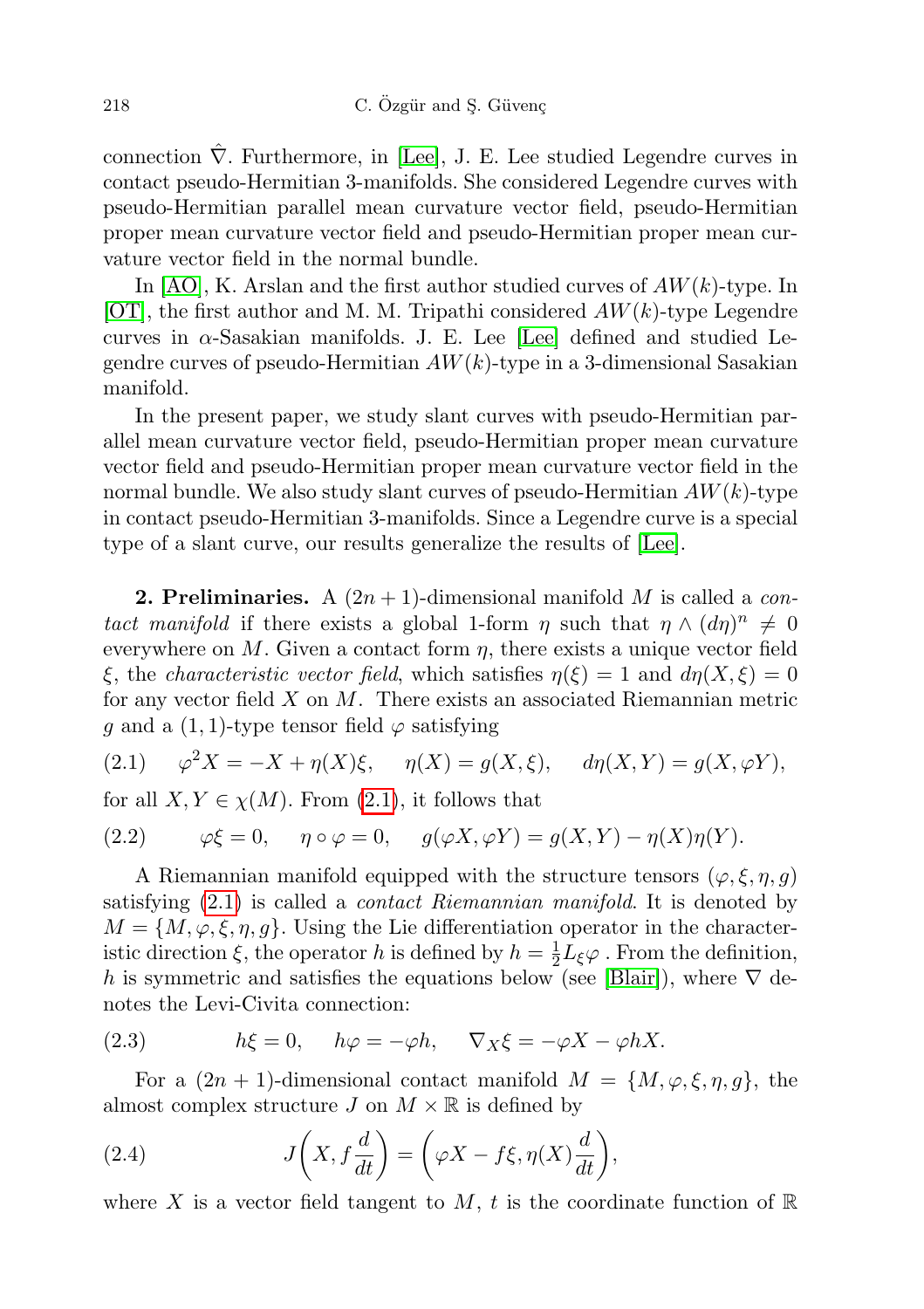connection $\hat{\nabla}$. Furthermore, in [Lee], J. E. Lee studied Legendre curves in contact pseudo-Hermitian 3-manifolds. She considered Legendre curves with pseudo-Hermitian parallel mean curvature vector field, pseudo-Hermitian proper mean curvature vector field and pseudo-Hermitian proper mean curvature vector field in the normal bundle.

In [AO], K. Arslan and the first author studied curves of $AW(k)$-type. In [OT], the first author and M. M. Tripathi considered $AW(k)$-type Legendre curves in $\alpha$-Sasakian manifolds. J. E. Lee [Lee] defined and studied Legendre curves of pseudo-Hermitian $AW(k)$-type in a 3-dimensional Sasakian manifold.

In the present paper, we study slant curves with pseudo-Hermitian parallel mean curvature vector field, pseudo-Hermitian proper mean curvature vector field and pseudo-Hermitian proper mean curvature vector field in the normal bundle. We also study slant curves of pseudo-Hermitian $AW(k)$-type in contact pseudo-Hermitian 3-manifolds. Since a Legendre curve is a special type of a slant curve, our results generalize the results of [Lee].

**2. Preliminaries.** A $(2n+1)$-dimensional manifold $M$ is called a *contact manifold* if there exists a global 1-form $\eta$ such that $\eta \wedge (d\eta)^n \neq 0$ everywhere on $M$. Given a contact form $\eta$, there exists a unique vector field $\xi$, the *characteristic vector field*, which satisfies $\eta(\xi) = 1$ and $d\eta(X, \xi) = 0$ for any vector field $X$ on $M$. There exists an associated Riemannian metric $g$ and a $(1,1)$-type tensor field $\varphi$ satisfying

$$\varphi^2 X = -X + \eta(X)\xi, \quad \eta(X) = g(X, \xi), \quad d\eta(X, Y) = g(X, \varphi Y), \tag{2.1}$$

for all $X, Y \in \chi(M)$. From (2.1), it follows that

$$\varphi\xi = 0, \quad \eta \circ \varphi = 0, \quad g(\varphi X, \varphi Y) = g(X, Y) - \eta(X)\eta(Y). \tag{2.2}$$

A Riemannian manifold equipped with the structure tensors $(\varphi, \xi, \eta, g)$ satisfying (2.1) is called a *contact Riemannian manifold*. It is denoted by $M = \{M, \varphi, \xi, \eta, g\}$. Using the Lie differentiation operator in the characteristic direction $\xi$, the operator $h$ is defined by $h = \frac{1}{2} L_\xi \varphi$ . From the definition, $h$ is symmetric and satisfies the equations below (see [Blair]), where $\nabla$ denotes the Levi-Civita connection:

$$h\xi = 0, \quad h\varphi = -\varphi h, \quad \nabla_X \xi = -\varphi X - \varphi h X. \tag{2.3}$$

For a $(2n+1)$-dimensional contact manifold $M = \{M, \varphi, \xi, \eta, g\}$, the almost complex structure $J$ on $M \times \mathbb{R}$ is defined by

$$J\left(X, f\frac{d}{dt}\right) = \left(\varphi X - f\xi, \eta(X)\frac{d}{dt}\right), \tag{2.4}$$

where $X$ is a vector field tangent to $M$, $t$ is the coordinate function of $\mathbb{R}$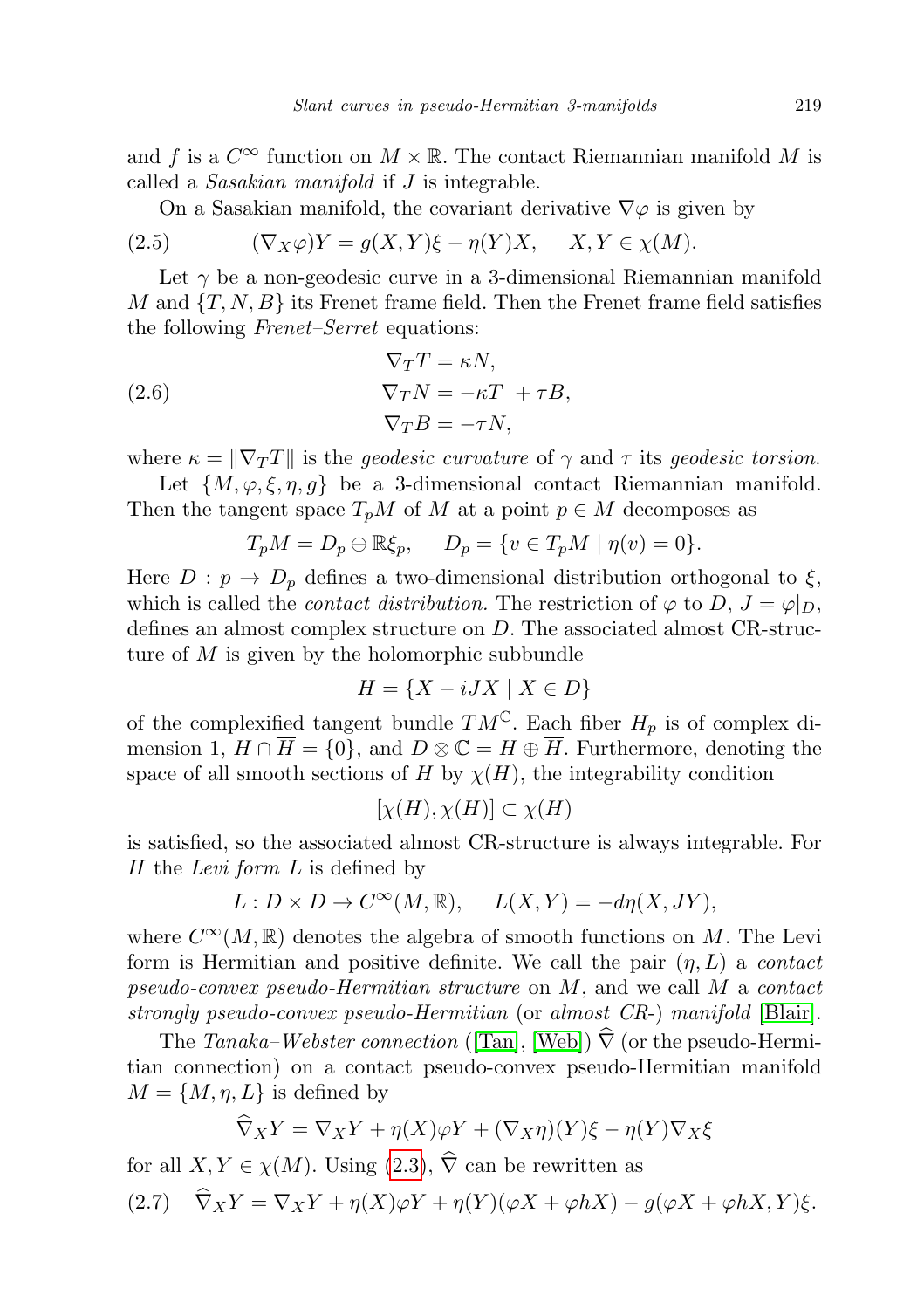and $f$ is a $C^\infty$ function on $M \times \mathbb{R}$. The contact Riemannian manifold $M$ is called a *Sasakian manifold* if $J$ is integrable.

On a Sasakian manifold, the covariant derivative $\nabla\varphi$ is given by

$$(\nabla_X \varphi)Y = g(X,Y)\xi - \eta(Y)X, \quad X, Y \in \chi(M). \tag{2.5}$$

Let $\gamma$ be a non-geodesic curve in a 3-dimensional Riemannian manifold $M$ and $\{T, N, B\}$ its Frenet frame field. Then the Frenet frame field satisfies the following *Frenet–Serret* equations:

$$\begin{aligned} \nabla_T T &= \kappa N, \\ \nabla_T N &= -\kappa T + \tau B, \\ \nabla_T B &= -\tau N, \end{aligned} \tag{2.6}$$

where $\kappa = \|\nabla_T T\|$ is the *geodesic curvature* of $\gamma$ and $\tau$ its *geodesic torsion*.

Let $\{M, \varphi, \xi, \eta, g\}$ be a 3-dimensional contact Riemannian manifold. Then the tangent space $T_pM$ of $M$ at a point $p \in M$ decomposes as

$$T_pM = D_p \oplus \mathbb{R}\xi_p, \quad D_p = \{v \in T_pM \mid \eta(v) = 0\}.$$

Here $D : p \to D_p$ defines a two-dimensional distribution orthogonal to $\xi$, which is called the *contact distribution*. The restriction of $\varphi$ to $D$, $J = \varphi|_D$, defines an almost complex structure on $D$. The associated almost CR-structure of $M$ is given by the holomorphic subbundle

$$H = \{X - iJX \mid X \in D\}$$

of the complexified tangent bundle $TM^{\mathbb{C}}$. Each fiber $H_p$ is of complex dimension 1, $H \cap \overline{H} = \{0\}$, and $D \otimes \mathbb{C} = H \oplus \overline{H}$. Furthermore, denoting the space of all smooth sections of $H$ by $\chi(H)$, the integrability condition

$$[\chi(H), \chi(H)] \subset \chi(H)$$

is satisfied, so the associated almost CR-structure is always integrable. For $H$ the *Levi form* $L$ is defined by

$$L : D \times D \to C^\infty(M, \mathbb{R}), \quad L(X,Y) = -d\eta(X, JY),$$

where $C^\infty(M, \mathbb{R})$ denotes the algebra of smooth functions on $M$. The Levi form is Hermitian and positive definite. We call the pair $(\eta, L)$ a *contact pseudo-convex pseudo-Hermitian structure* on $M$, and we call $M$ a *contact strongly pseudo-convex pseudo-Hermitian* (or *almost CR-*) *manifold* [Blair].

The *Tanaka–Webster connection* ([Tan], [Web]) $\widehat{\nabla}$ (or the pseudo-Hermitian connection) on a contact pseudo-convex pseudo-Hermitian manifold $M = \{M, \eta, L\}$ is defined by

$$\widehat{\nabla}_X Y = \nabla_X Y + \eta(X)\varphi Y + (\nabla_X \eta)(Y)\xi - \eta(Y)\nabla_X \xi$$

for all $X, Y \in \chi(M)$. Using (2.3), $\widehat{\nabla}$ can be rewritten as

$$\widehat{\nabla}_X Y = \nabla_X Y + \eta(X)\varphi Y + \eta(Y)(\varphi X + \varphi hX) - g(\varphi X + \varphi hX, Y)\xi. \tag{2.7}$$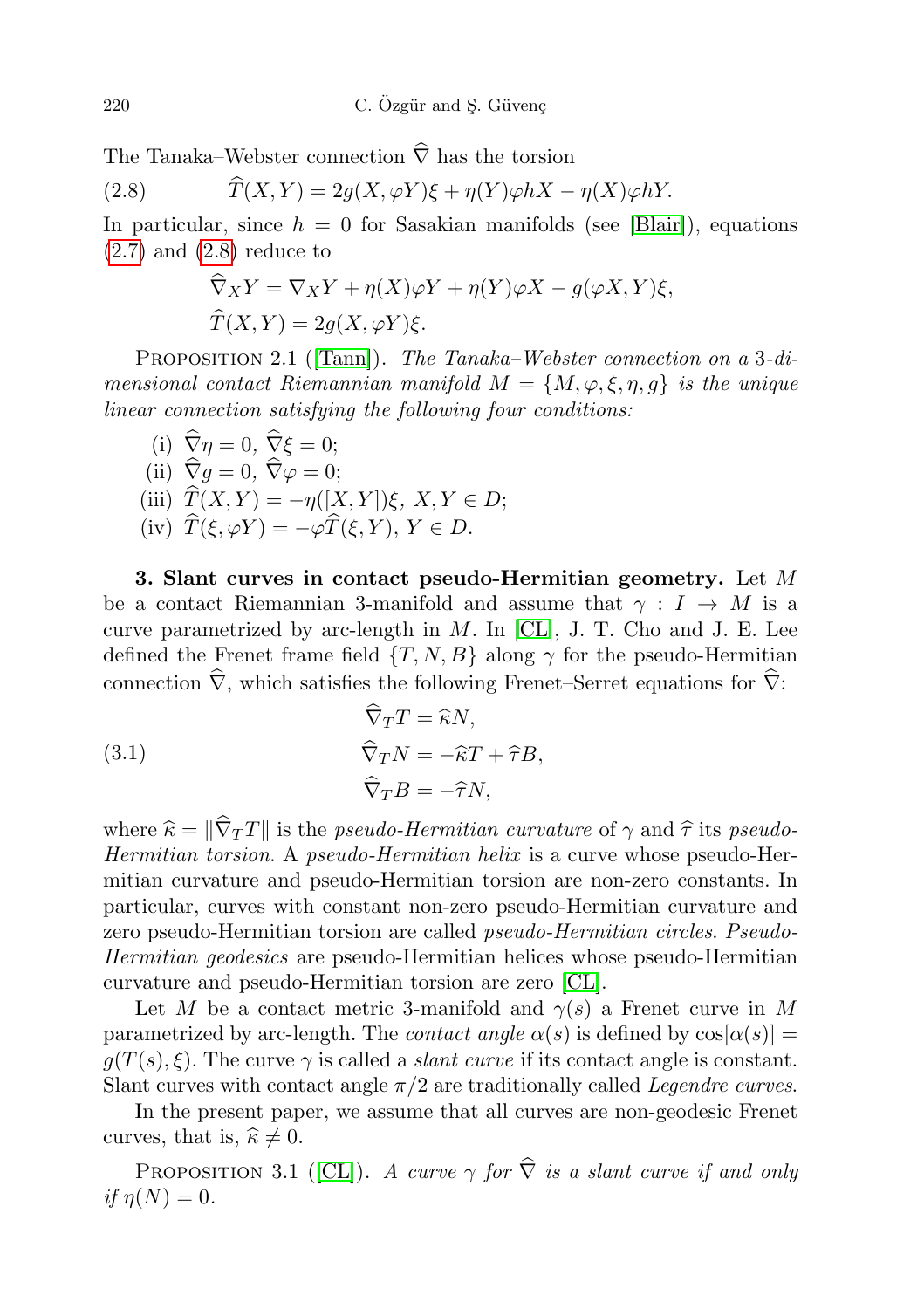The Tanaka–Webster connection $\widehat{\nabla}$ has the torsion

$$\widehat{T}(X,Y) = 2g(X,\varphi Y)\xi + \eta(Y)\varphi hX - \eta(X)\varphi hY. \tag{2.8}$$

In particular, since $h = 0$ for Sasakian manifolds (see [Blair]), equations (2.7) and (2.8) reduce to

$$\widehat{\nabla}_X Y = \nabla_X Y + \eta(X)\varphi Y + \eta(Y)\varphi X - g(\varphi X, Y)\xi,$$
$$\widehat{T}(X,Y) = 2g(X,\varphi Y)\xi.$$

PROPOSITION 2.1 ([Tann]). *The Tanaka–Webster connection on a 3-dimensional contact Riemannian manifold $M = \{M, \varphi, \xi, \eta, g\}$ is the unique linear connection satisfying the following four conditions:*

(i) $\widehat{\nabla}\eta = 0$, $\widehat{\nabla}\xi = 0$;
(ii) $\widehat{\nabla}g = 0$, $\widehat{\nabla}\varphi = 0$;
(iii) $\widehat{T}(X,Y) = -\eta([X,Y])\xi$, $X, Y \in D$;
(iv) $\widehat{T}(\xi, \varphi Y) = -\varphi\widehat{T}(\xi, Y)$, $Y \in D$.

**3. Slant curves in contact pseudo-Hermitian geometry.** Let $M$ be a contact Riemannian 3-manifold and assume that $\gamma : I \to M$ is a curve parametrized by arc-length in $M$. In [CL], J. T. Cho and J. E. Lee defined the Frenet frame field $\{T, N, B\}$ along $\gamma$ for the pseudo-Hermitian connection $\widehat{\nabla}$, which satisfies the following Frenet–Serret equations for $\widehat{\nabla}$:

$$\begin{aligned}
\widehat{\nabla}_T T &= \widehat{\kappa} N, \\
\widehat{\nabla}_T N &= -\widehat{\kappa} T + \widehat{\tau} B, \\
\widehat{\nabla}_T B &= -\widehat{\tau} N,
\end{aligned} \tag{3.1}$$

where $\widehat{\kappa} = \|\widehat{\nabla}_T T\|$ is the *pseudo-Hermitian curvature* of $\gamma$ and $\widehat{\tau}$ its *pseudo-Hermitian torsion*. A *pseudo-Hermitian helix* is a curve whose pseudo-Hermitian curvature and pseudo-Hermitian torsion are non-zero constants. In particular, curves with constant non-zero pseudo-Hermitian curvature and zero pseudo-Hermitian torsion are called *pseudo-Hermitian circles*. *Pseudo-Hermitian geodesics* are pseudo-Hermitian helices whose pseudo-Hermitian curvature and pseudo-Hermitian torsion are zero [CL].

Let $M$ be a contact metric 3-manifold and $\gamma(s)$ a Frenet curve in $M$ parametrized by arc-length. The *contact angle* $\alpha(s)$ is defined by $\cos[\alpha(s)] = g(T(s), \xi)$. The curve $\gamma$ is called a *slant curve* if its contact angle is constant. Slant curves with contact angle $\pi/2$ are traditionally called *Legendre curves*.

In the present paper, we assume that all curves are non-geodesic Frenet curves, that is, $\widehat{\kappa} \neq 0$.

PROPOSITION 3.1 ([CL]). *A curve $\gamma$ for $\widehat{\nabla}$ is a slant curve if and only if $\eta(N) = 0$.*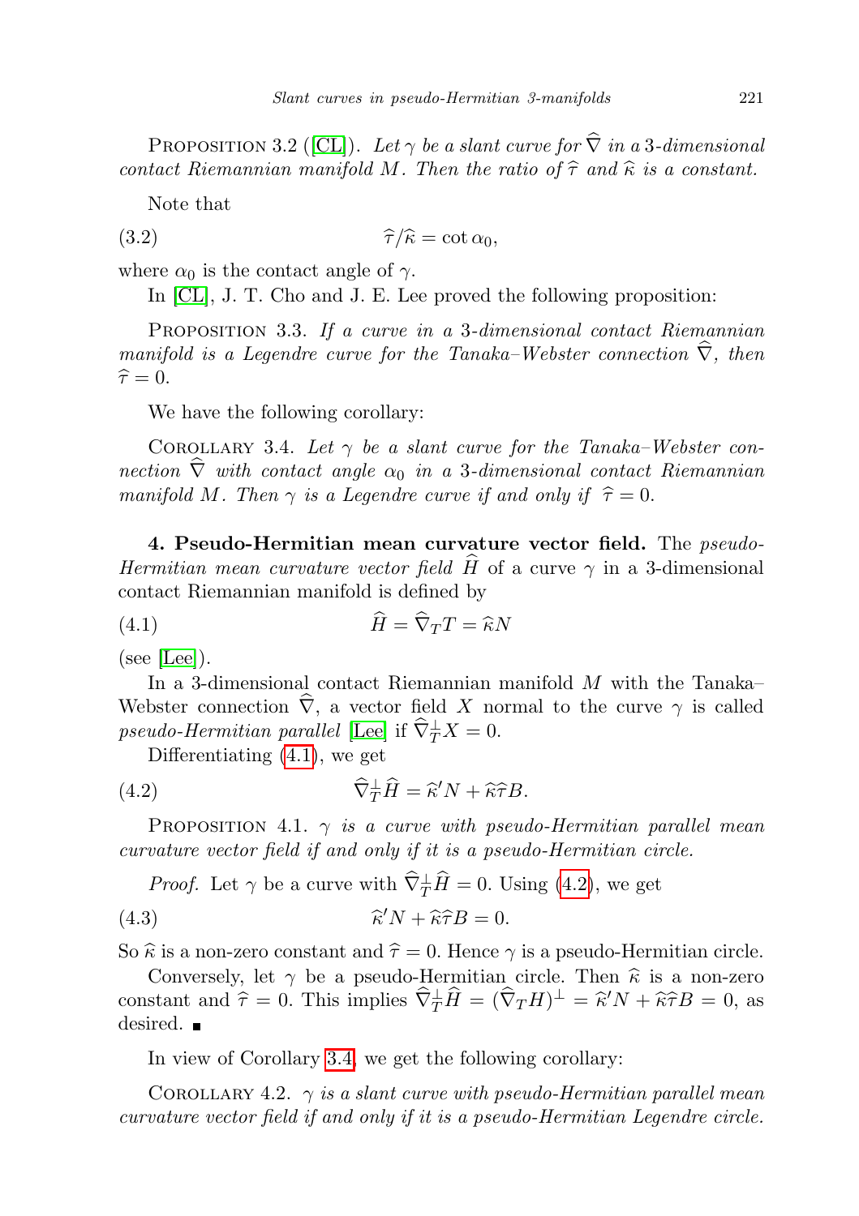Proposition 3.2 ([CL]). *Let $\gamma$ be a slant curve for $\widehat{\nabla}$ in a 3-dimensional contact Riemannian manifold $M$. Then the ratio of $\widehat{\tau}$ and $\widehat{\kappa}$ is a constant.*

Note that

$$\widehat{\tau}/\widehat{\kappa} = \cot\alpha_0, \tag{3.2}$$

where $\alpha_0$ is the contact angle of $\gamma$.

In [CL], J. T. Cho and J. E. Lee proved the following proposition:

Proposition 3.3. *If a curve in a 3-dimensional contact Riemannian manifold is a Legendre curve for the Tanaka–Webster connection $\widehat{\nabla}$, then $\widehat{\tau} = 0$.*

We have the following corollary:

Corollary 3.4. *Let $\gamma$ be a slant curve for the Tanaka–Webster connection $\widehat{\nabla}$ with contact angle $\alpha_0$ in a 3-dimensional contact Riemannian manifold $M$. Then $\gamma$ is a Legendre curve if and only if $\widehat{\tau} = 0$.*

**4. Pseudo-Hermitian mean curvature vector field.** The *pseudo-Hermitian mean curvature vector field* $\widehat{H}$ of a curve $\gamma$ in a 3-dimensional contact Riemannian manifold is defined by

$$\widehat{H} = \widehat{\nabla}_T T = \widehat{\kappa} N \tag{4.1}$$

(see [Lee]).

In a 3-dimensional contact Riemannian manifold $M$ with the Tanaka–Webster connection $\widehat{\nabla}$, a vector field $X$ normal to the curve $\gamma$ is called *pseudo-Hermitian parallel* [Lee] if $\widehat{\nabla}^{\perp}_T X = 0$.

Differentiating (4.1), we get

$$\widehat{\nabla}^{\perp}_T \widehat{H} = \widehat{\kappa}' N + \widehat{\kappa}\widehat{\tau} B. \tag{4.2}$$

Proposition 4.1. *$\gamma$ is a curve with pseudo-Hermitian parallel mean curvature vector field if and only if it is a pseudo-Hermitian circle.*

*Proof.* Let $\gamma$ be a curve with $\widehat{\nabla}^{\perp}_T \widehat{H} = 0$. Using (4.2), we get

$$\widehat{\kappa}' N + \widehat{\kappa}\widehat{\tau} B = 0. \tag{4.3}$$

So $\widehat{\kappa}$ is a non-zero constant and $\widehat{\tau} = 0$. Hence $\gamma$ is a pseudo-Hermitian circle.

Conversely, let $\gamma$ be a pseudo-Hermitian circle. Then $\widehat{\kappa}$ is a non-zero constant and $\widehat{\tau} = 0$. This implies $\widehat{\nabla}^{\perp}_T \widehat{H} = (\widehat{\nabla}_T H)^{\perp} = \widehat{\kappa}' N + \widehat{\kappa}\widehat{\tau} B = 0$, as desired. ■

In view of Corollary 3.4, we get the following corollary:

Corollary 4.2. *$\gamma$ is a slant curve with pseudo-Hermitian parallel mean curvature vector field if and only if it is a pseudo-Hermitian Legendre circle.*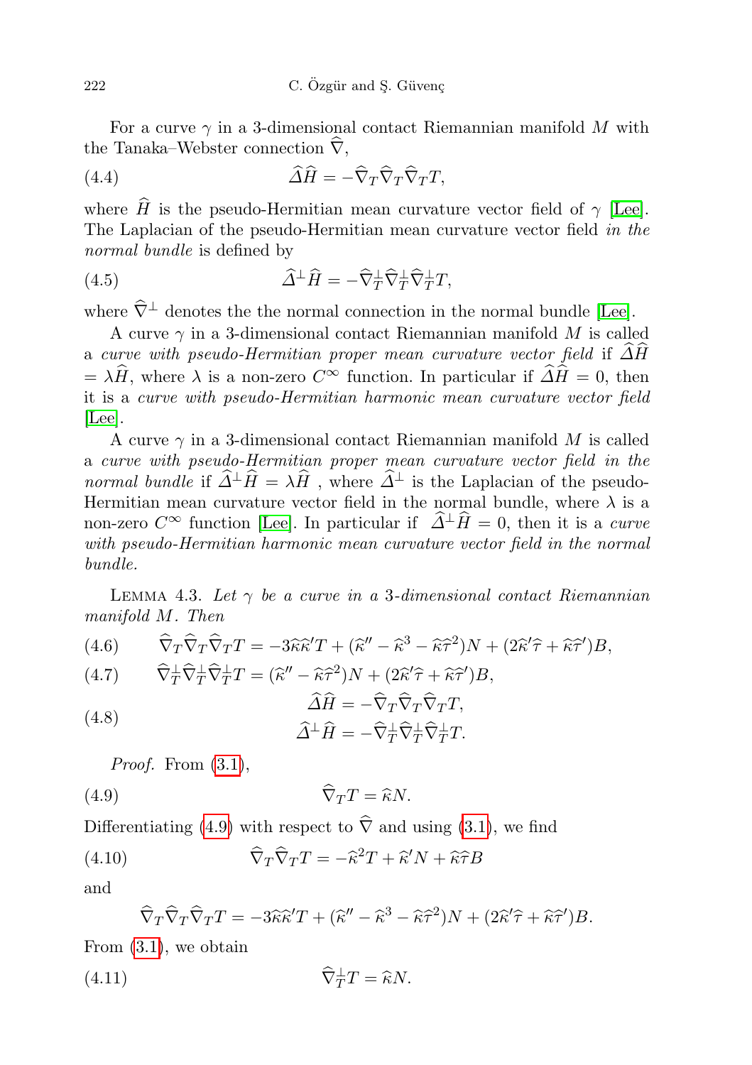For a curve $\gamma$ in a 3-dimensional contact Riemannian manifold $M$ with the Tanaka–Webster connection $\widehat{\nabla}$,

$$\widehat{\Delta}\widehat{H} = -\widehat{\nabla}_T\widehat{\nabla}_T\widehat{\nabla}_T T, \tag{4.4}$$

where $\widehat{H}$ is the pseudo-Hermitian mean curvature vector field of $\gamma$ [Lee]. The Laplacian of the pseudo-Hermitian mean curvature vector field *in the normal bundle* is defined by

$$\widehat{\Delta}^{\perp}\widehat{H} = -\widehat{\nabla}^{\perp}_T\widehat{\nabla}^{\perp}_T\widehat{\nabla}^{\perp}_T T, \tag{4.5}$$

where $\widehat{\nabla}^{\perp}$ denotes the the normal connection in the normal bundle [Lee].

A curve $\gamma$ in a 3-dimensional contact Riemannian manifold $M$ is called a *curve with pseudo-Hermitian proper mean curvature vector field* if $\widehat{\Delta}\widehat{H} = \lambda\widehat{H}$, where $\lambda$ is a non-zero $C^{\infty}$ function. In particular if $\widehat{\Delta}\widehat{H} = 0$, then it is a *curve with pseudo-Hermitian harmonic mean curvature vector field* [Lee].

A curve $\gamma$ in a 3-dimensional contact Riemannian manifold $M$ is called a *curve with pseudo-Hermitian proper mean curvature vector field in the normal bundle* if $\widehat{\Delta}^{\perp}\widehat{H} = \lambda\widehat{H}$ , where $\widehat{\Delta}^{\perp}$ is the Laplacian of the pseudo-Hermitian mean curvature vector field in the normal bundle, where $\lambda$ is a non-zero $C^{\infty}$ function [Lee]. In particular if $\widehat{\Delta}^{\perp}\widehat{H} = 0$, then it is a *curve with pseudo-Hermitian harmonic mean curvature vector field in the normal bundle.*

Lemma 4.3. *Let $\gamma$ be a curve in a 3-dimensional contact Riemannian manifold $M$. Then*

$$\widehat{\nabla}_T\widehat{\nabla}_T\widehat{\nabla}_T T = -3\widehat{\kappa}\widehat{\kappa}'T + (\widehat{\kappa}'' - \widehat{\kappa}^3 - \widehat{\kappa}\widehat{\tau}^2)N + (2\widehat{\kappa}'\widehat{\tau} + \widehat{\kappa}\widehat{\tau}')B, \tag{4.6}$$

$$\widehat{\nabla}^{\perp}_T\widehat{\nabla}^{\perp}_T\widehat{\nabla}^{\perp}_T T = (\widehat{\kappa}'' - \widehat{\kappa}\widehat{\tau}^2)N + (2\widehat{\kappa}'\widehat{\tau} + \widehat{\kappa}\widehat{\tau}')B, \tag{4.7}$$

$$\begin{aligned} \widehat{\Delta}\widehat{H} &= -\widehat{\nabla}_T\widehat{\nabla}_T\widehat{\nabla}_T T, \\ \widehat{\Delta}^{\perp}\widehat{H} &= -\widehat{\nabla}^{\perp}_T\widehat{\nabla}^{\perp}_T\widehat{\nabla}^{\perp}_T T. \end{aligned} \tag{4.8}$$

*Proof.* From (3.1),

$$\widehat{\nabla}_T T = \widehat{\kappa}N. \tag{4.9}$$

Differentiating (4.9) with respect to $\widehat{\nabla}$ and using (3.1), we find

$$\widehat{\nabla}_T\widehat{\nabla}_T T = -\widehat{\kappa}^2 T + \widehat{\kappa}'N + \widehat{\kappa}\widehat{\tau}B \tag{4.10}$$

and

$$\widehat{\nabla}_T\widehat{\nabla}_T\widehat{\nabla}_T T = -3\widehat{\kappa}\widehat{\kappa}'T + (\widehat{\kappa}'' - \widehat{\kappa}^3 - \widehat{\kappa}\widehat{\tau}^2)N + (2\widehat{\kappa}'\widehat{\tau} + \widehat{\kappa}\widehat{\tau}')B.$$

From (3.1), we obtain

$$\widehat{\nabla}^{\perp}_T T = \widehat{\kappa}N. \tag{4.11}$$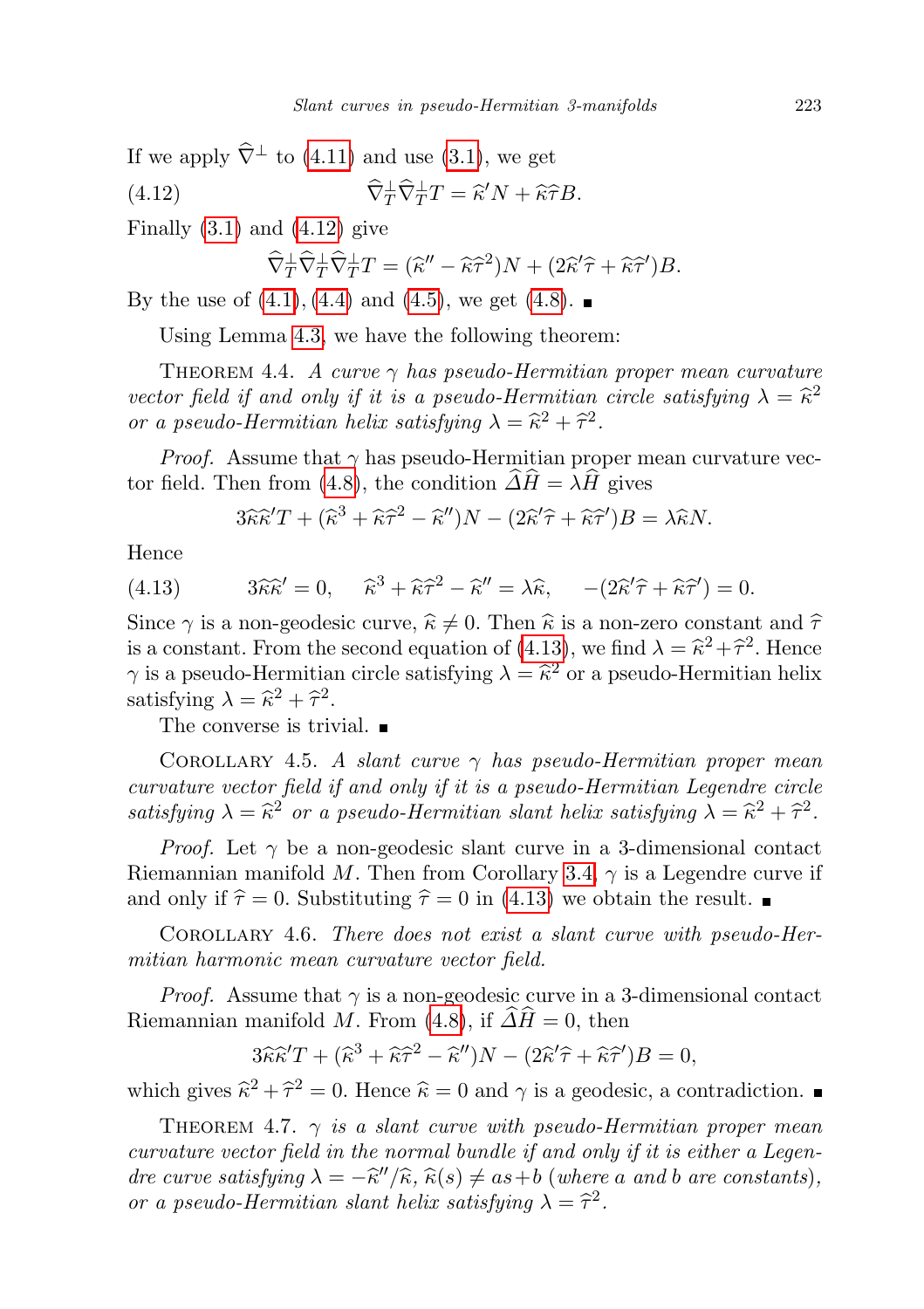If we apply $\widehat{\nabla}^{\perp}$ to (4.11) and use (3.1), we get

$$\widehat{\nabla}^{\perp}_{T}\widehat{\nabla}^{\perp}_{T}T = \widehat{\kappa}'N + \widehat{\kappa}\widehat{\tau}B. \tag{4.12}$$

Finally (3.1) and (4.12) give

$$\widehat{\nabla}^{\perp}_{T}\widehat{\nabla}^{\perp}_{T}\widehat{\nabla}^{\perp}_{T}T = (\widehat{\kappa}'' - \widehat{\kappa}\widehat{\tau}^2)N + (2\widehat{\kappa}'\widehat{\tau} + \widehat{\kappa}\widehat{\tau}')B.$$

By the use of (4.1), (4.4) and (4.5), we get (4.8). ■

Using Lemma 4.3, we have the following theorem:

THEOREM 4.4. *A curve $\gamma$ has pseudo-Hermitian proper mean curvature vector field if and only if it is a pseudo-Hermitian circle satisfying $\lambda = \widehat{\kappa}^2$ or a pseudo-Hermitian helix satisfying $\lambda = \widehat{\kappa}^2 + \widehat{\tau}^2$.*

*Proof.* Assume that $\gamma$ has pseudo-Hermitian proper mean curvature vector field. Then from (4.8), the condition $\widehat{\Delta}\widehat{H} = \lambda\widehat{H}$ gives

$$3\widehat{\kappa}\widehat{\kappa}'T + (\widehat{\kappa}^3 + \widehat{\kappa}\widehat{\tau}^2 - \widehat{\kappa}'')N - (2\widehat{\kappa}'\widehat{\tau} + \widehat{\kappa}\widehat{\tau}')B = \lambda\widehat{\kappa}N.$$

Hence

$$3\widehat{\kappa}\widehat{\kappa}' = 0, \quad \widehat{\kappa}^3 + \widehat{\kappa}\widehat{\tau}^2 - \widehat{\kappa}'' = \lambda\widehat{\kappa}, \quad -(2\widehat{\kappa}'\widehat{\tau} + \widehat{\kappa}\widehat{\tau}') = 0. \tag{4.13}$$

Since $\gamma$ is a non-geodesic curve, $\widehat{\kappa} \neq 0$. Then $\widehat{\kappa}$ is a non-zero constant and $\widehat{\tau}$ is a constant. From the second equation of (4.13), we find $\lambda = \widehat{\kappa}^2 + \widehat{\tau}^2$. Hence $\gamma$ is a pseudo-Hermitian circle satisfying $\lambda = \widehat{\kappa}^2$ or a pseudo-Hermitian helix satisfying $\lambda = \widehat{\kappa}^2 + \widehat{\tau}^2$.

The converse is trivial. ■

COROLLARY 4.5. *A slant curve $\gamma$ has pseudo-Hermitian proper mean curvature vector field if and only if it is a pseudo-Hermitian Legendre circle satisfying $\lambda = \widehat{\kappa}^2$ or a pseudo-Hermitian slant helix satisfying $\lambda = \widehat{\kappa}^2 + \widehat{\tau}^2$.*

*Proof.* Let $\gamma$ be a non-geodesic slant curve in a 3-dimensional contact Riemannian manifold $M$. Then from Corollary 3.4, $\gamma$ is a Legendre curve if and only if $\widehat{\tau} = 0$. Substituting $\widehat{\tau} = 0$ in (4.13) we obtain the result. ■

COROLLARY 4.6. *There does not exist a slant curve with pseudo-Hermitian harmonic mean curvature vector field.*

*Proof.* Assume that $\gamma$ is a non-geodesic curve in a 3-dimensional contact Riemannian manifold $M$. From (4.8), if $\widehat{\Delta}\widehat{H} = 0$, then

$$3\widehat{\kappa}\widehat{\kappa}'T + (\widehat{\kappa}^3 + \widehat{\kappa}\widehat{\tau}^2 - \widehat{\kappa}'')N - (2\widehat{\kappa}'\widehat{\tau} + \widehat{\kappa}\widehat{\tau}')B = 0,$$

which gives $\widehat{\kappa}^2 + \widehat{\tau}^2 = 0$. Hence $\widehat{\kappa} = 0$ and $\gamma$ is a geodesic, a contradiction. ■

THEOREM 4.7. *$\gamma$ is a slant curve with pseudo-Hermitian proper mean curvature vector field in the normal bundle if and only if it is either a Legendre curve satisfying $\lambda = -\widehat{\kappa}''/\widehat{\kappa}$, $\widehat{\kappa}(s) \neq as+b$ (where $a$ and $b$ are constants), or a pseudo-Hermitian slant helix satisfying $\lambda = \widehat{\tau}^2$.*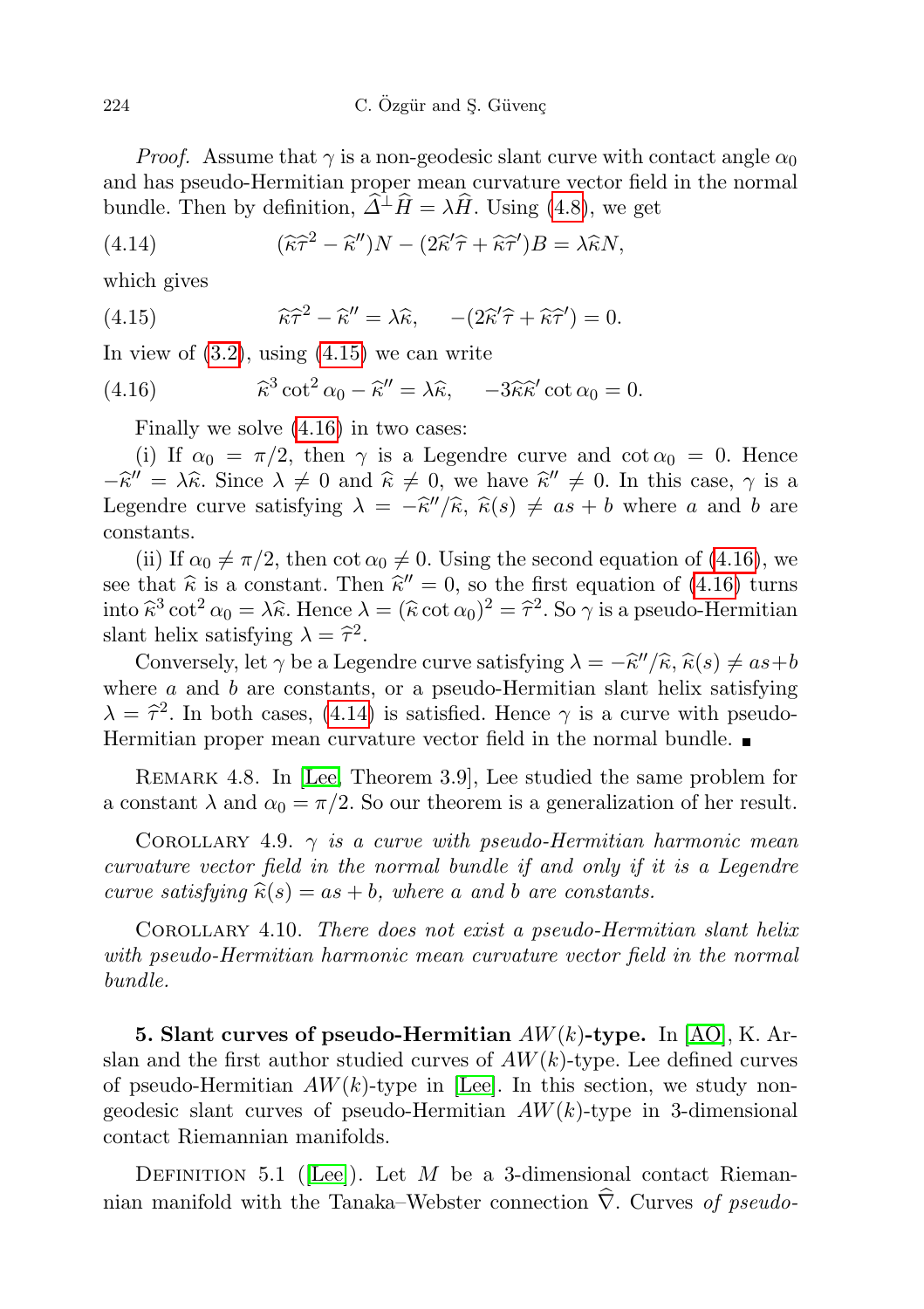*Proof.* Assume that $\gamma$ is a non-geodesic slant curve with contact angle $\alpha_0$ and has pseudo-Hermitian proper mean curvature vector field in the normal bundle. Then by definition, $\widehat{\Delta}^{\perp}\widehat{H} = \lambda\widehat{H}$. Using (4.8), we get

$$(\widehat{\kappa}\widehat{\tau}^2 - \widehat{\kappa}'')N - (2\widehat{\kappa}'\widehat{\tau} + \widehat{\kappa}\widehat{\tau}')B = \lambda\widehat{\kappa}N, \tag{4.14}$$

which gives

$$\widehat{\kappa}\widehat{\tau}^2 - \widehat{\kappa}'' = \lambda\widehat{\kappa}, \quad -(2\widehat{\kappa}'\widehat{\tau} + \widehat{\kappa}\widehat{\tau}') = 0. \tag{4.15}$$

In view of (3.2), using (4.15) we can write

$$\widehat{\kappa}^3 \cot^2\alpha_0 - \widehat{\kappa}'' = \lambda\widehat{\kappa}, \quad -3\widehat{\kappa}\widehat{\kappa}' \cot\alpha_0 = 0. \tag{4.16}$$

Finally we solve (4.16) in two cases:

(i) If $\alpha_0 = \pi/2$, then $\gamma$ is a Legendre curve and $\cot\alpha_0 = 0$. Hence $-\widehat{\kappa}'' = \lambda\widehat{\kappa}$. Since $\lambda \neq 0$ and $\widehat{\kappa} \neq 0$, we have $\widehat{\kappa}'' \neq 0$. In this case, $\gamma$ is a Legendre curve satisfying $\lambda = -\widehat{\kappa}''/\widehat{\kappa}$, $\widehat{\kappa}(s) \neq as + b$ where $a$ and $b$ are constants.

(ii) If $\alpha_0 \neq \pi/2$, then $\cot\alpha_0 \neq 0$. Using the second equation of (4.16), we see that $\widehat{\kappa}$ is a constant. Then $\widehat{\kappa}'' = 0$, so the first equation of (4.16) turns into $\widehat{\kappa}^3 \cot^2\alpha_0 = \lambda\widehat{\kappa}$. Hence $\lambda = (\widehat{\kappa}\cot\alpha_0)^2 = \widehat{\tau}^2$. So $\gamma$ is a pseudo-Hermitian slant helix satisfying $\lambda = \widehat{\tau}^2$.

Conversely, let $\gamma$ be a Legendre curve satisfying $\lambda = -\widehat{\kappa}''/\widehat{\kappa}$, $\widehat{\kappa}(s) \neq as+b$ where $a$ and $b$ are constants, or a pseudo-Hermitian slant helix satisfying $\lambda = \widehat{\tau}^2$. In both cases, (4.14) is satisfied. Hence $\gamma$ is a curve with pseudo-Hermitian proper mean curvature vector field in the normal bundle. ∎

REMARK 4.8. In [Lee, Theorem 3.9], Lee studied the same problem for a constant $\lambda$ and $\alpha_0 = \pi/2$. So our theorem is a generalization of her result.

COROLLARY 4.9. *$\gamma$ is a curve with pseudo-Hermitian harmonic mean curvature vector field in the normal bundle if and only if it is a Legendre curve satisfying $\widehat{\kappa}(s) = as + b$, where $a$ and $b$ are constants.*

COROLLARY 4.10. *There does not exist a pseudo-Hermitian slant helix with pseudo-Hermitian harmonic mean curvature vector field in the normal bundle.*

**5. Slant curves of pseudo-Hermitian $AW(k)$-type.** In [AO], K. Arslan and the first author studied curves of $AW(k)$-type. Lee defined curves of pseudo-Hermitian $AW(k)$-type in [Lee]. In this section, we study non-geodesic slant curves of pseudo-Hermitian $AW(k)$-type in 3-dimensional contact Riemannian manifolds.

DEFINITION 5.1 ([Lee]). Let $M$ be a 3-dimensional contact Riemannian manifold with the Tanaka–Webster connection $\widehat{\nabla}$. Curves *of pseudo-*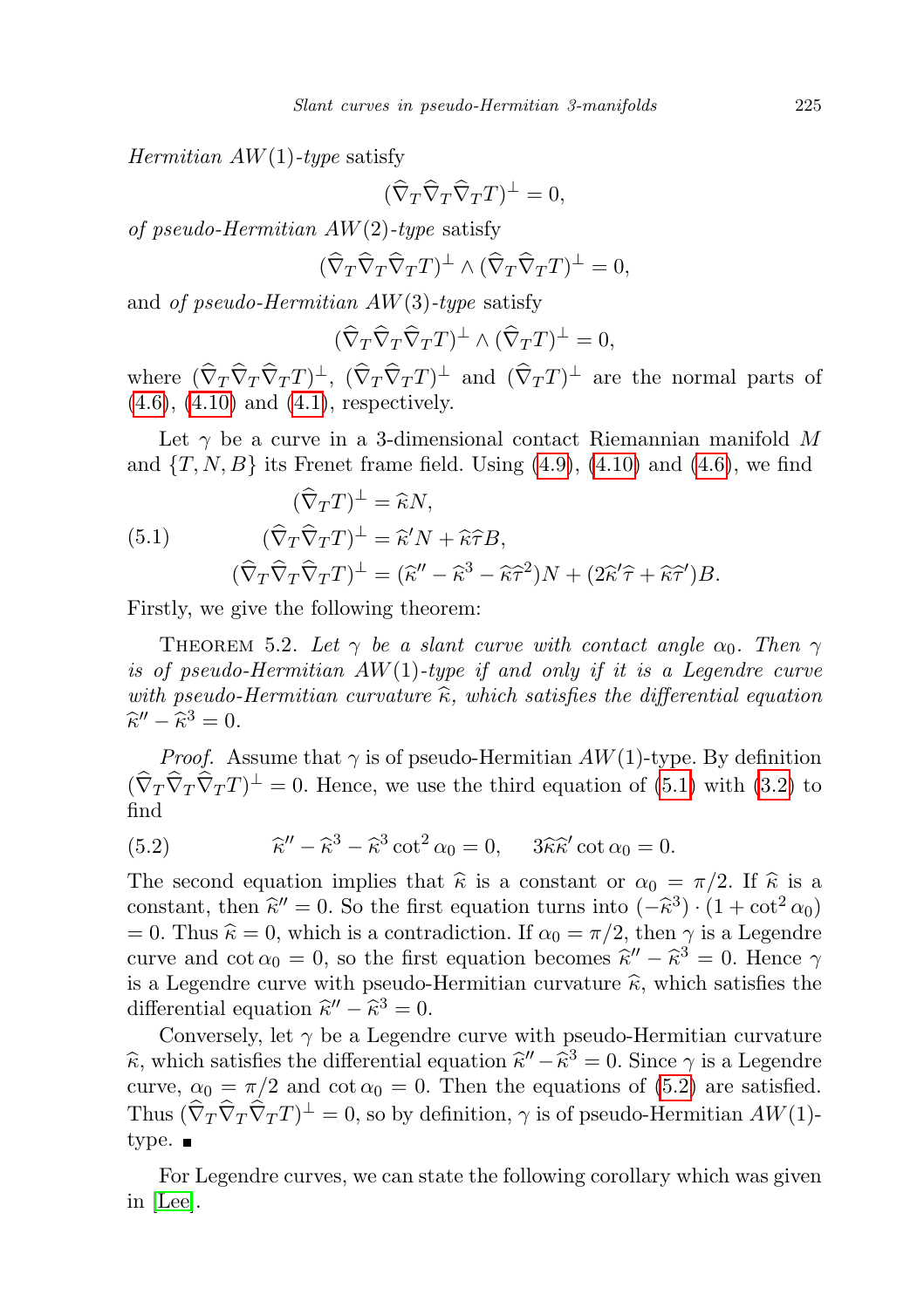*Hermitian* $AW(1)$*-type* satisfy

$$(\widehat{\nabla}_T\widehat{\nabla}_T\widehat{\nabla}_T T)^\perp = 0,$$

*of pseudo-Hermitian* $AW(2)$*-type* satisfy

$$(\widehat{\nabla}_T\widehat{\nabla}_T\widehat{\nabla}_T T)^\perp \wedge (\widehat{\nabla}_T\widehat{\nabla}_T T)^\perp = 0,$$

and *of pseudo-Hermitian* $AW(3)$*-type* satisfy

$$(\widehat{\nabla}_T\widehat{\nabla}_T\widehat{\nabla}_T T)^\perp \wedge (\widehat{\nabla}_T T)^\perp = 0,$$

where $(\widehat{\nabla}_T\widehat{\nabla}_T\widehat{\nabla}_T T)^\perp$, $(\widehat{\nabla}_T\widehat{\nabla}_T T)^\perp$ and $(\widehat{\nabla}_T T)^\perp$ are the normal parts of (4.6), (4.10) and (4.1), respectively.

Let $\gamma$ be a curve in a 3-dimensional contact Riemannian manifold $M$ and $\{T, N, B\}$ its Frenet frame field. Using (4.9), (4.10) and (4.6), we find

$$
\begin{aligned}
(\widehat{\nabla}_T T)^\perp &= \widehat{\kappa} N,\\
(\widehat{\nabla}_T\widehat{\nabla}_T T)^\perp &= \widehat{\kappa}' N + \widehat{\kappa}\widehat{\tau} B, \qquad (5.1)\\
(\widehat{\nabla}_T\widehat{\nabla}_T\widehat{\nabla}_T T)^\perp &= (\widehat{\kappa}'' - \widehat{\kappa}^3 - \widehat{\kappa}\widehat{\tau}^2)N + (2\widehat{\kappa}'\widehat{\tau} + \widehat{\kappa}\widehat{\tau}')B.
\end{aligned}
$$

Firstly, we give the following theorem:

THEOREM 5.2. *Let $\gamma$ be a slant curve with contact angle $\alpha_0$. Then $\gamma$ is of pseudo-Hermitian $AW(1)$-type if and only if it is a Legendre curve with pseudo-Hermitian curvature $\widehat{\kappa}$, which satisfies the differential equation $\widehat{\kappa}'' - \widehat{\kappa}^3 = 0$.*

*Proof.* Assume that $\gamma$ is of pseudo-Hermitian $AW(1)$-type. By definition $(\widehat{\nabla}_T\widehat{\nabla}_T\widehat{\nabla}_T T)^\perp = 0$. Hence, we use the third equation of (5.1) with (3.2) to find

$$\widehat{\kappa}'' - \widehat{\kappa}^3 - \widehat{\kappa}^3\cot^2\alpha_0 = 0, \qquad 3\widehat{\kappa}\widehat{\kappa}'\cot\alpha_0 = 0. \qquad (5.2)$$

The second equation implies that $\widehat{\kappa}$ is a constant or $\alpha_0 = \pi/2$. If $\widehat{\kappa}$ is a constant, then $\widehat{\kappa}'' = 0$. So the first equation turns into $(-\widehat{\kappa}^3)\cdot(1+\cot^2\alpha_0) = 0$. Thus $\widehat{\kappa} = 0$, which is a contradiction. If $\alpha_0 = \pi/2$, then $\gamma$ is a Legendre curve and $\cot\alpha_0 = 0$, so the first equation becomes $\widehat{\kappa}'' - \widehat{\kappa}^3 = 0$. Hence $\gamma$ is a Legendre curve with pseudo-Hermitian curvature $\widehat{\kappa}$, which satisfies the differential equation $\widehat{\kappa}'' - \widehat{\kappa}^3 = 0$.

Conversely, let $\gamma$ be a Legendre curve with pseudo-Hermitian curvature $\widehat{\kappa}$, which satisfies the differential equation $\widehat{\kappa}'' - \widehat{\kappa}^3 = 0$. Since $\gamma$ is a Legendre curve, $\alpha_0 = \pi/2$ and $\cot\alpha_0 = 0$. Then the equations of (5.2) are satisfied. Thus $(\widehat{\nabla}_T\widehat{\nabla}_T\widehat{\nabla}_T T)^\perp = 0$, so by definition, $\gamma$ is of pseudo-Hermitian $AW(1)$-type. ∎

For Legendre curves, we can state the following corollary which was given in [Lee].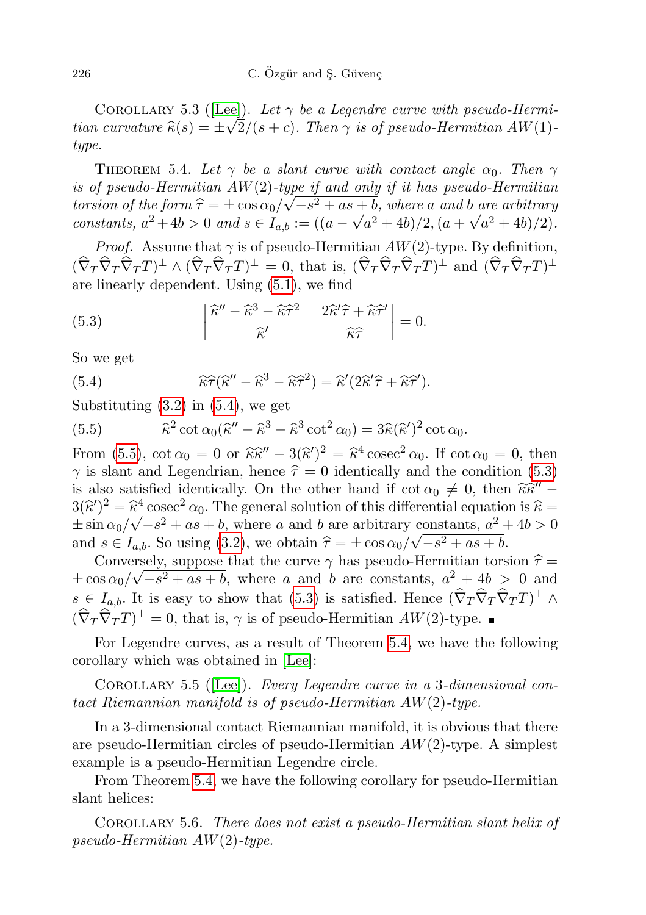Corollary 5.3 ([Lee]). *Let $\gamma$ be a Legendre curve with pseudo-Hermitian curvature $\widehat{\kappa}(s) = \pm\sqrt{2}/(s+c)$. Then $\gamma$ is of pseudo-Hermitian $AW(1)$-type.*

Theorem 5.4. *Let $\gamma$ be a slant curve with contact angle $\alpha_0$. Then $\gamma$ is of pseudo-Hermitian $AW(2)$-type if and only if it has pseudo-Hermitian torsion of the form $\widehat{\tau} = \pm\cos\alpha_0/\sqrt{-s^2+as+b}$, where $a$ and $b$ are arbitrary constants, $a^2+4b>0$ and $s \in I_{a,b} := ((a-\sqrt{a^2+4b})/2, (a+\sqrt{a^2+4b})/2)$.*

*Proof.* Assume that $\gamma$ is of pseudo-Hermitian $AW(2)$-type. By definition, $(\widehat{\nabla}_T\widehat{\nabla}_T\widehat{\nabla}_T T)^\perp \wedge (\widehat{\nabla}_T\widehat{\nabla}_T T)^\perp = 0$, that is, $(\widehat{\nabla}_T\widehat{\nabla}_T\widehat{\nabla}_T T)^\perp$ and $(\widehat{\nabla}_T\widehat{\nabla}_T T)^\perp$ are linearly dependent. Using (5.1), we find

$$\begin{vmatrix} \widehat{\kappa}'' - \widehat{\kappa}^3 - \widehat{\kappa}\widehat{\tau}^2 & 2\widehat{\kappa}'\widehat{\tau} + \widehat{\kappa}\widehat{\tau}' \\ \widehat{\kappa}' & \widehat{\kappa}\widehat{\tau} \end{vmatrix} = 0. \tag{5.3}$$

So we get

$$\widehat{\kappa}\widehat{\tau}(\widehat{\kappa}'' - \widehat{\kappa}^3 - \widehat{\kappa}\widehat{\tau}^2) = \widehat{\kappa}'(2\widehat{\kappa}'\widehat{\tau} + \widehat{\kappa}\widehat{\tau}'). \tag{5.4}$$

Substituting (3.2) in (5.4), we get

$$\widehat{\kappa}^2\cot\alpha_0(\widehat{\kappa}'' - \widehat{\kappa}^3 - \widehat{\kappa}^3\cot^2\alpha_0) = 3\widehat{\kappa}(\widehat{\kappa}')^2\cot\alpha_0. \tag{5.5}$$

From (5.5), $\cot\alpha_0 = 0$ or $\widehat{\kappa}\widehat{\kappa}'' - 3(\widehat{\kappa}')^2 = \widehat{\kappa}^4\operatorname{cosec}^2\alpha_0$. If $\cot\alpha_0 = 0$, then $\gamma$ is slant and Legendrian, hence $\widehat{\tau} = 0$ identically and the condition (5.3) is also satisfied identically. On the other hand if $\cot\alpha_0 \neq 0$, then $\widehat{\kappa}\widehat{\kappa}'' - 3(\widehat{\kappa}')^2 = \widehat{\kappa}^4\operatorname{cosec}^2\alpha_0$. The general solution of this differential equation is $\widehat{\kappa} = \pm\sin\alpha_0/\sqrt{-s^2+as+b}$, where $a$ and $b$ are arbitrary constants, $a^2+4b>0$ and $s \in I_{a,b}$. So using (3.2), we obtain $\widehat{\tau} = \pm\cos\alpha_0/\sqrt{-s^2+as+b}$.

Conversely, suppose that the curve $\gamma$ has pseudo-Hermitian torsion $\widehat{\tau} = \pm\cos\alpha_0/\sqrt{-s^2+as+b}$, where $a$ and $b$ are constants, $a^2+4b>0$ and $s \in I_{a,b}$. It is easy to show that (5.3) is satisfied. Hence $(\widehat{\nabla}_T\widehat{\nabla}_T\widehat{\nabla}_T T)^\perp \wedge (\widehat{\nabla}_T\widehat{\nabla}_T T)^\perp = 0$, that is, $\gamma$ is of pseudo-Hermitian $AW(2)$-type. ∎

For Legendre curves, as a result of Theorem 5.4, we have the following corollary which was obtained in [Lee]:

Corollary 5.5 ([Lee]). *Every Legendre curve in a 3-dimensional contact Riemannian manifold is of pseudo-Hermitian $AW(2)$-type.*

In a 3-dimensional contact Riemannian manifold, it is obvious that there are pseudo-Hermitian circles of pseudo-Hermitian $AW(2)$-type. A simplest example is a pseudo-Hermitian Legendre circle.

From Theorem 5.4, we have the following corollary for pseudo-Hermitian slant helices:

Corollary 5.6. *There does not exist a pseudo-Hermitian slant helix of pseudo-Hermitian $AW(2)$-type.*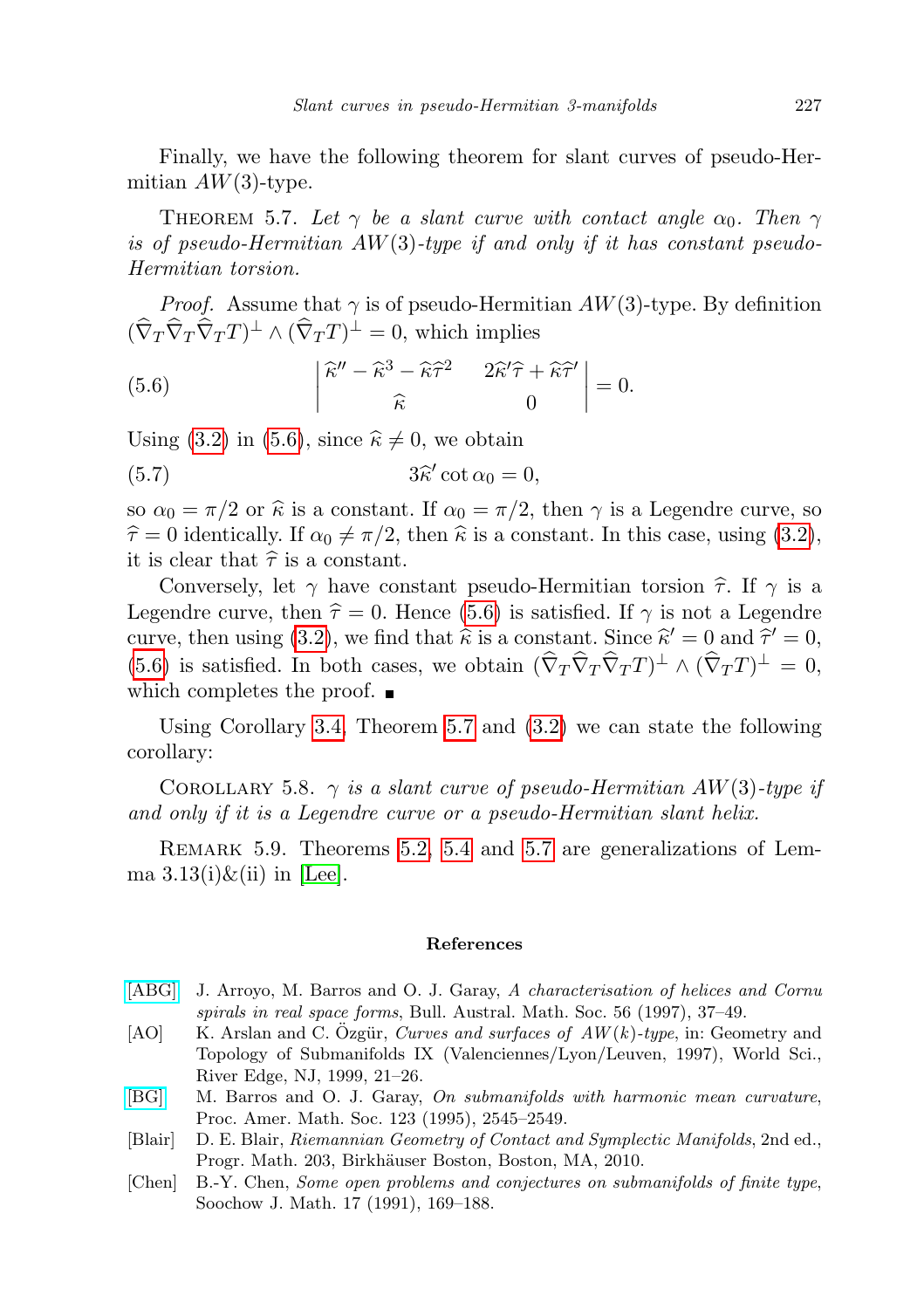Finally, we have the following theorem for slant curves of pseudo-Hermitian $AW(3)$-type.

THEOREM 5.7. *Let $\gamma$ be a slant curve with contact angle $\alpha_0$. Then $\gamma$ is of pseudo-Hermitian $AW(3)$-type if and only if it has constant pseudo-Hermitian torsion.*

*Proof.* Assume that $\gamma$ is of pseudo-Hermitian $AW(3)$-type. By definition $(\widehat{\nabla}_T\widehat{\nabla}_T\widehat{\nabla}_T T)^\perp \wedge (\widehat{\nabla}_T T)^\perp = 0$, which implies

$$\begin{vmatrix} \widehat{\kappa}'' - \widehat{\kappa}^3 - \widehat{\kappa}\widehat{\tau}^2 & 2\widehat{\kappa}'\widehat{\tau} + \widehat{\kappa}\widehat{\tau}' \\ \widehat{\kappa} & 0 \end{vmatrix} = 0. \tag{5.6}$$

Using (3.2) in (5.6), since $\widehat{\kappa} \neq 0$, we obtain

$$3\widehat{\kappa}' \cot \alpha_0 = 0, \tag{5.7}$$

so $\alpha_0 = \pi/2$ or $\widehat{\kappa}$ is a constant. If $\alpha_0 = \pi/2$, then $\gamma$ is a Legendre curve, so $\widehat{\tau} = 0$ identically. If $\alpha_0 \neq \pi/2$, then $\widehat{\kappa}$ is a constant. In this case, using (3.2), it is clear that $\widehat{\tau}$ is a constant.

Conversely, let $\gamma$ have constant pseudo-Hermitian torsion $\widehat{\tau}$. If $\gamma$ is a Legendre curve, then $\widehat{\tau} = 0$. Hence (5.6) is satisfied. If $\gamma$ is not a Legendre curve, then using (3.2), we find that $\widehat{\kappa}$ is a constant. Since $\widehat{\kappa}' = 0$ and $\widehat{\tau}' = 0$, (5.6) is satisfied. In both cases, we obtain $(\widehat{\nabla}_T\widehat{\nabla}_T\widehat{\nabla}_T T)^\perp \wedge (\widehat{\nabla}_T T)^\perp = 0$, which completes the proof. ∎

Using Corollary 3.4, Theorem 5.7 and (3.2) we can state the following corollary:

COROLLARY 5.8. *$\gamma$ is a slant curve of pseudo-Hermitian $AW(3)$-type if and only if it is a Legendre curve or a pseudo-Hermitian slant helix.*

REMARK 5.9. Theorems 5.2, 5.4 and 5.7 are generalizations of Lemma 3.13(i)&(ii) in [Lee].

## References

[ABG] J. Arroyo, M. Barros and O. J. Garay, *A characterisation of helices and Cornu spirals in real space forms*, Bull. Austral. Math. Soc. 56 (1997), 37–49.

[AO] K. Arslan and C. Özgür, *Curves and surfaces of $AW(k)$-type*, in: Geometry and Topology of Submanifolds IX (Valenciennes/Lyon/Leuven, 1997), World Sci., River Edge, NJ, 1999, 21–26.

[BG] M. Barros and O. J. Garay, *On submanifolds with harmonic mean curvature*, Proc. Amer. Math. Soc. 123 (1995), 2545–2549.

[Blair] D. E. Blair, *Riemannian Geometry of Contact and Symplectic Manifolds*, 2nd ed., Progr. Math. 203, Birkhäuser Boston, Boston, MA, 2010.

[Chen] B.-Y. Chen, *Some open problems and conjectures on submanifolds of finite type*, Soochow J. Math. 17 (1991), 169–188.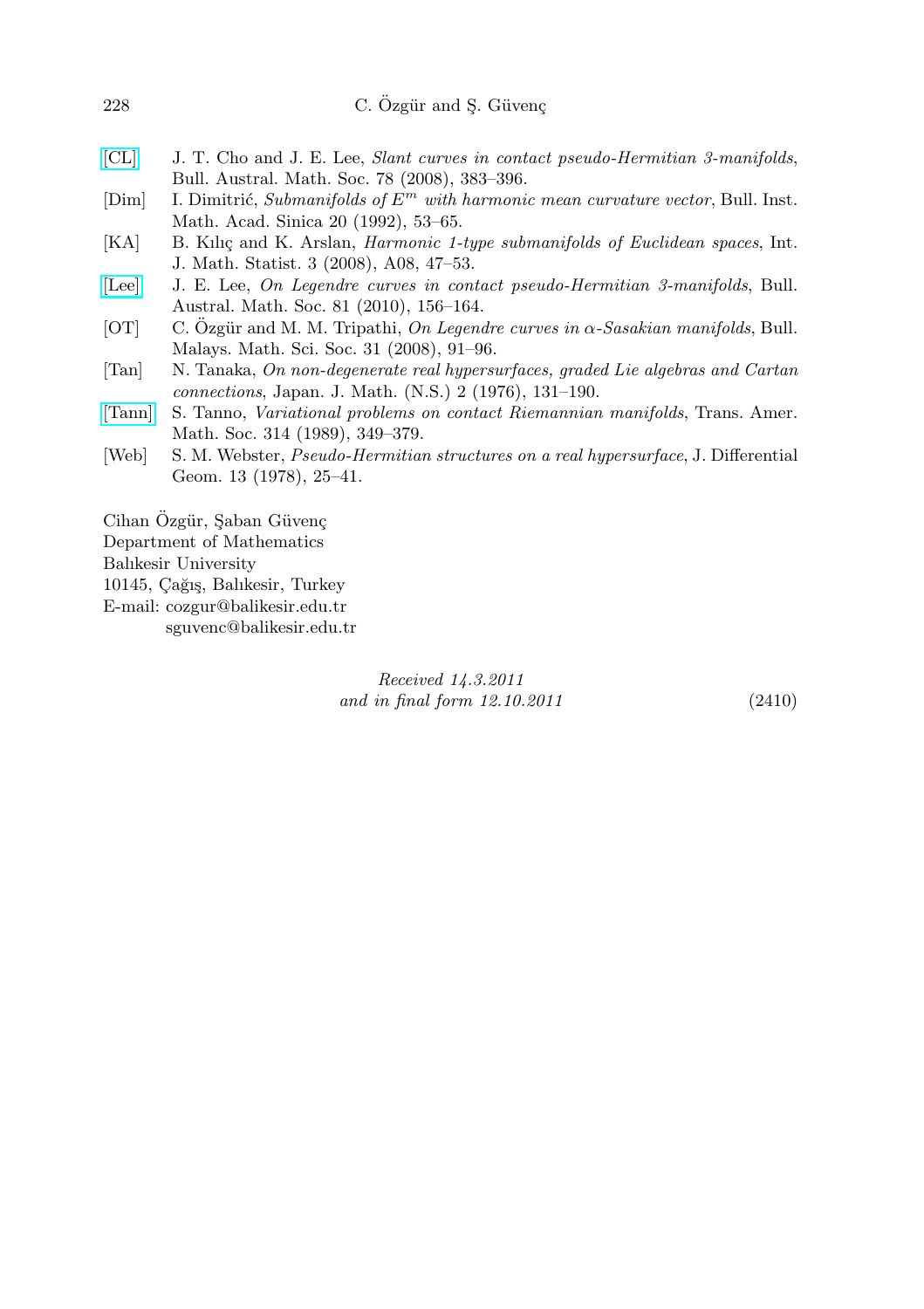[CL] J. T. Cho and J. E. Lee, *Slant curves in contact pseudo-Hermitian 3-manifolds*, Bull. Austral. Math. Soc. 78 (2008), 383–396.

[Dim] I. Dimitrić, *Submanifolds of $E^m$ with harmonic mean curvature vector*, Bull. Inst. Math. Acad. Sinica 20 (1992), 53–65.

[KA] B. Kılıç and K. Arslan, *Harmonic 1-type submanifolds of Euclidean spaces*, Int. J. Math. Statist. 3 (2008), A08, 47–53.

[Lee] J. E. Lee, *On Legendre curves in contact pseudo-Hermitian 3-manifolds*, Bull. Austral. Math. Soc. 81 (2010), 156–164.

[OT] C. Özgür and M. M. Tripathi, *On Legendre curves in $\alpha$-Sasakian manifolds*, Bull. Malays. Math. Sci. Soc. 31 (2008), 91–96.

[Tan] N. Tanaka, *On non-degenerate real hypersurfaces, graded Lie algebras and Cartan connections*, Japan. J. Math. (N.S.) 2 (1976), 131–190.

[Tann] S. Tanno, *Variational problems on contact Riemannian manifolds*, Trans. Amer. Math. Soc. 314 (1989), 349–379.

[Web] S. M. Webster, *Pseudo-Hermitian structures on a real hypersurface*, J. Differential Geom. 13 (1978), 25–41.

Cihan Özgür, Şaban Güvenç
Department of Mathematics
Balıkesir University
10145, Çağış, Balıkesir, Turkey
E-mail: cozgur@balikesir.edu.tr
sguvenc@balikesir.edu.tr

*Received 14.3.2011*
*and in final form 12.10.2011* (2410)